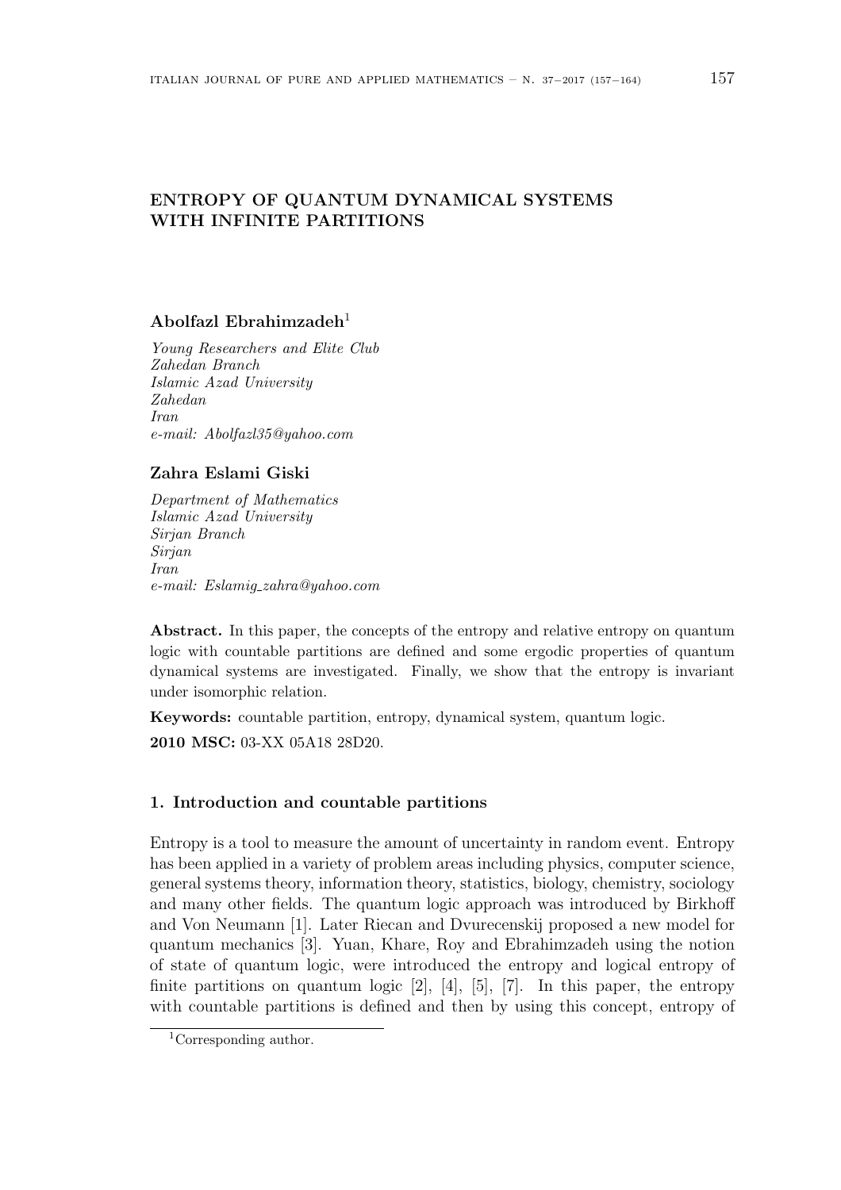# ENTROPY OF QUANTUM DYNAMICAL SYSTEMS WITH INFINITE PARTITIONS

**Abolfazl Ebrahimzadeh**[1]

*Young Researchers and Elite Club*
*Zahedan Branch*
*Islamic Azad University*
*Zahedan*
*Iran*
*e-mail: Abolfazl35@yahoo.com*

**Zahra Eslami Giski**

*Department of Mathematics*
*Islamic Azad University*
*Sirjan Branch*
*Sirjan*
*Iran*
*e-mail: Eslamig_zahra@yahoo.com*

**Abstract.** In this paper, the concepts of the entropy and relative entropy on quantum logic with countable partitions are defined and some ergodic properties of quantum dynamical systems are investigated. Finally, we show that the entropy is invariant under isomorphic relation.

**Keywords:** countable partition, entropy, dynamical system, quantum logic.

**2010 MSC:** 03-XX 05A18 28D20.

## 1. Introduction and countable partitions

Entropy is a tool to measure the amount of uncertainty in random event. Entropy has been applied in a variety of problem areas including physics, computer science, general systems theory, information theory, statistics, biology, chemistry, sociology and many other fields. The quantum logic approach was introduced by Birkhoff and Von Neumann [1]. Later Riecan and Dvurecenskij proposed a new model for quantum mechanics [3]. Yuan, Khare, Roy and Ebrahimzadeh using the notion of state of quantum logic, were introduced the entropy and logical entropy of finite partitions on quantum logic [2], [4], [5], [7]. In this paper, the entropy with countable partitions is defined and then by using this concept, entropy of

[1] Corresponding author.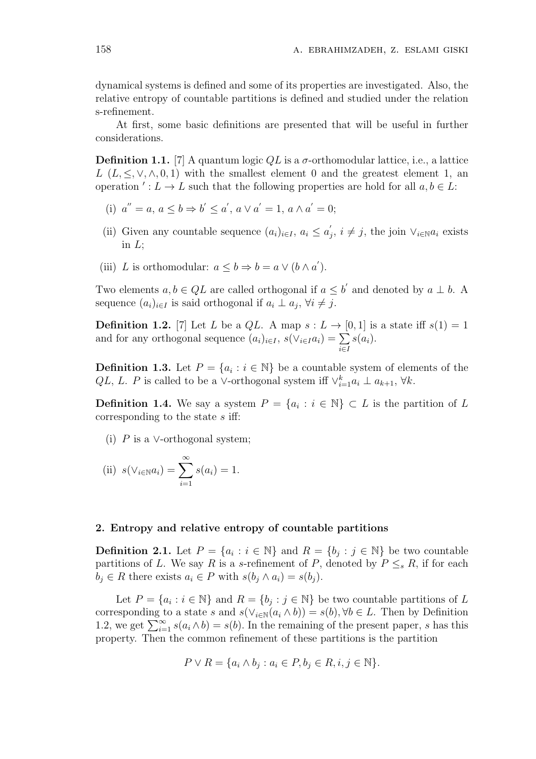dynamical systems is defined and some of its properties are investigated. Also, the relative entropy of countable partitions is defined and studied under the relation s-refinement.

At first, some basic definitions are presented that will be useful in further considerations.

**Definition 1.1.** [7] A quantum logic $QL$ is a $\sigma$-orthomodular lattice, i.e., a lattice $L$ $(L, \leq, \vee, \wedge, 0, 1)$ with the smallest element 0 and the greatest element 1, an operation $' : L \to L$ such that the following properties are hold for all $a, b \in L$:

(i) $a'' = a$, $a \leq b \Rightarrow b' \leq a'$, $a \vee a' = 1$, $a \wedge a' = 0$;

(ii) Given any countable sequence $(a_i)_{i \in I}$, $a_i \leq a_j'$, $i \neq j$, the join $\vee_{i \in \mathbb{N}} a_i$ exists in $L$;

(iii) $L$ is orthomodular: $a \leq b \Rightarrow b = a \vee (b \wedge a')$.

Two elements $a, b \in QL$ are called orthogonal if $a \leq b'$ and denoted by $a \perp b$. A sequence $(a_i)_{i \in I}$ is said orthogonal if $a_i \perp a_j$, $\forall i \neq j$.

**Definition 1.2.** [7] Let $L$ be a $QL$. A map $s : L \to [0, 1]$ is a state iff $s(1) = 1$ and for any orthogonal sequence $(a_i)_{i \in I}$, $s(\vee_{i \in I} a_i) = \sum\limits_{i \in I} s(a_i)$.

**Definition 1.3.** Let $P = \{a_i : i \in \mathbb{N}\}$ be a countable system of elements of the $QL$, $L$. $P$ is called to be a $\vee$-orthogonal system iff $\vee_{i=1}^{k} a_i \perp a_{k+1}$, $\forall k$.

**Definition 1.4.** We say a system $P = \{a_i : i \in \mathbb{N}\} \subset L$ is the partition of $L$ corresponding to the state $s$ iff:

(i) $P$ is a $\vee$-orthogonal system;

(ii) $s(\vee_{i \in \mathbb{N}} a_i) = \displaystyle\sum_{i=1}^{\infty} s(a_i) = 1$.

## 2. Entropy and relative entropy of countable partitions

**Definition 2.1.** Let $P = \{a_i : i \in \mathbb{N}\}$ and $R = \{b_j : j \in \mathbb{N}\}$ be two countable partitions of $L$. We say $R$ is a $s$-refinement of $P$, denoted by $P \leq_s R$, if for each $b_j \in R$ there exists $a_i \in P$ with $s(b_j \wedge a_i) = s(b_j)$.

Let $P = \{a_i : i \in \mathbb{N}\}$ and $R = \{b_j : j \in \mathbb{N}\}$ be two countable partitions of $L$ corresponding to a state $s$ and $s(\vee_{i \in \mathbb{N}}(a_i \wedge b)) = s(b), \forall b \in L$. Then by Definition 1.2, we get $\sum_{i=1}^{\infty} s(a_i \wedge b) = s(b)$. In the remaining of the present paper, $s$ has this property. Then the common refinement of these partitions is the partition

$$P \vee R = \{a_i \wedge b_j : a_i \in P, b_j \in R, i, j \in \mathbb{N}\}.$$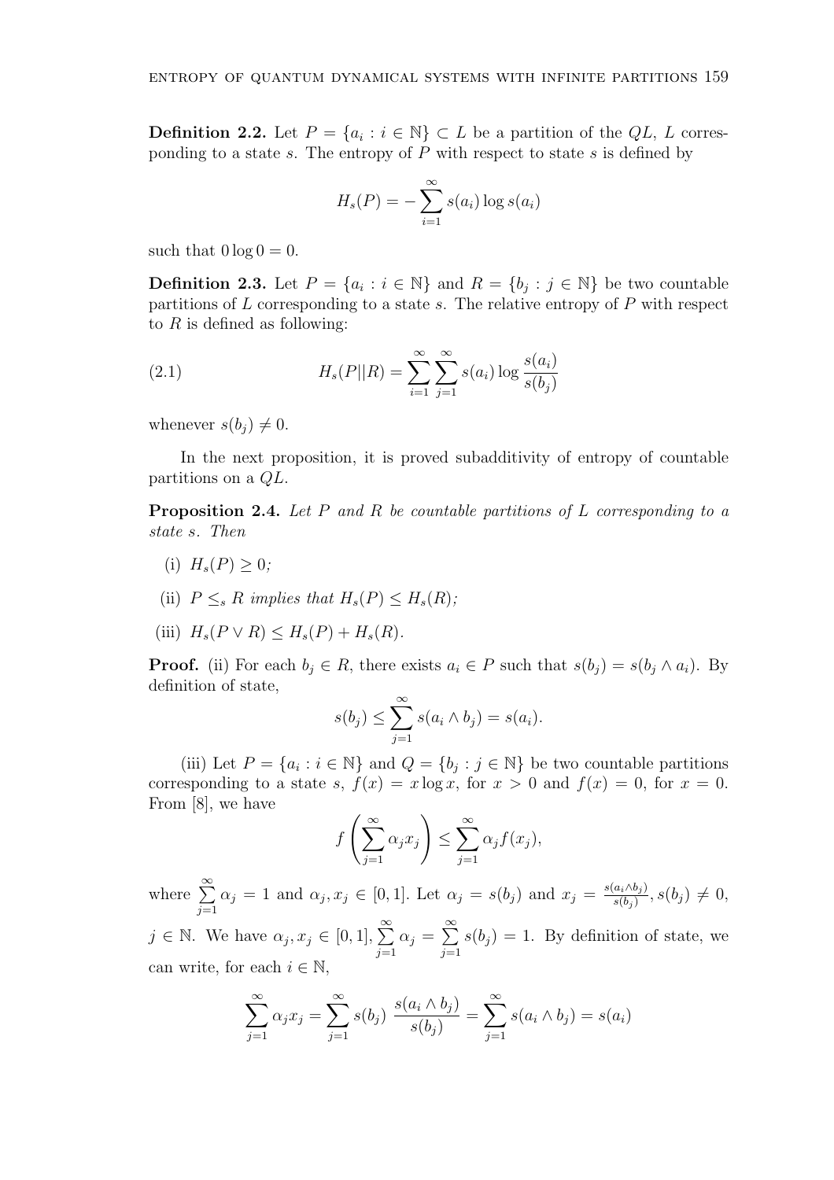**Definition 2.2.** Let $P = \{a_i : i \in \mathbb{N}\} \subset L$ be a partition of the $QL$, $L$ corresponding to a state $s$. The entropy of $P$ with respect to state $s$ is defined by

$$H_s(P) = -\sum_{i=1}^{\infty} s(a_i) \log s(a_i)$$

such that $0 \log 0 = 0$.

**Definition 2.3.** Let $P = \{a_i : i \in \mathbb{N}\}$ and $R = \{b_j : j \in \mathbb{N}\}$ be two countable partitions of $L$ corresponding to a state $s$. The relative entropy of $P$ with respect to $R$ is defined as following:

$$H_s(P||R) = \sum_{i=1}^{\infty} \sum_{j=1}^{\infty} s(a_i) \log \frac{s(a_i)}{s(b_j)} \tag{2.1}$$

whenever $s(b_j) \neq 0$.

In the next proposition, it is proved subadditivity of entropy of countable partitions on a $QL$.

**Proposition 2.4.** *Let $P$ and $R$ be countable partitions of $L$ corresponding to a state $s$. Then*

(i) $H_s(P) \geq 0$*;*

(ii) $P \leq_s R$ *implies that* $H_s(P) \leq H_s(R)$*;*

(iii) $H_s(P \vee R) \leq H_s(P) + H_s(R)$.

**Proof.** (ii) For each $b_j \in R$, there exists $a_i \in P$ such that $s(b_j) = s(b_j \wedge a_i)$. By definition of state,

$$s(b_j) \leq \sum_{j=1}^{\infty} s(a_i \wedge b_j) = s(a_i).$$

(iii) Let $P = \{a_i : i \in \mathbb{N}\}$ and $Q = \{b_j : j \in \mathbb{N}\}$ be two countable partitions corresponding to a state $s$, $f(x) = x \log x$, for $x > 0$ and $f(x) = 0$, for $x = 0$. From [8], we have

$$f\left(\sum_{j=1}^{\infty} \alpha_j x_j\right) \leq \sum_{j=1}^{\infty} \alpha_j f(x_j),$$

where $\sum_{j=1}^{\infty} \alpha_j = 1$ and $\alpha_j, x_j \in [0,1]$. Let $\alpha_j = s(b_j)$ and $x_j = \frac{s(a_i \wedge b_j)}{s(b_j)}$, $s(b_j) \neq 0$, $j \in \mathbb{N}$. We have $\alpha_j, x_j \in [0,1]$, $\sum_{j=1}^{\infty} \alpha_j = \sum_{j=1}^{\infty} s(b_j) = 1$. By definition of state, we can write, for each $i \in \mathbb{N}$,

$$\sum_{j=1}^{\infty} \alpha_j x_j = \sum_{j=1}^{\infty} s(b_j) \ \frac{s(a_i \wedge b_j)}{s(b_j)} = \sum_{j=1}^{\infty} s(a_i \wedge b_j) = s(a_i)$$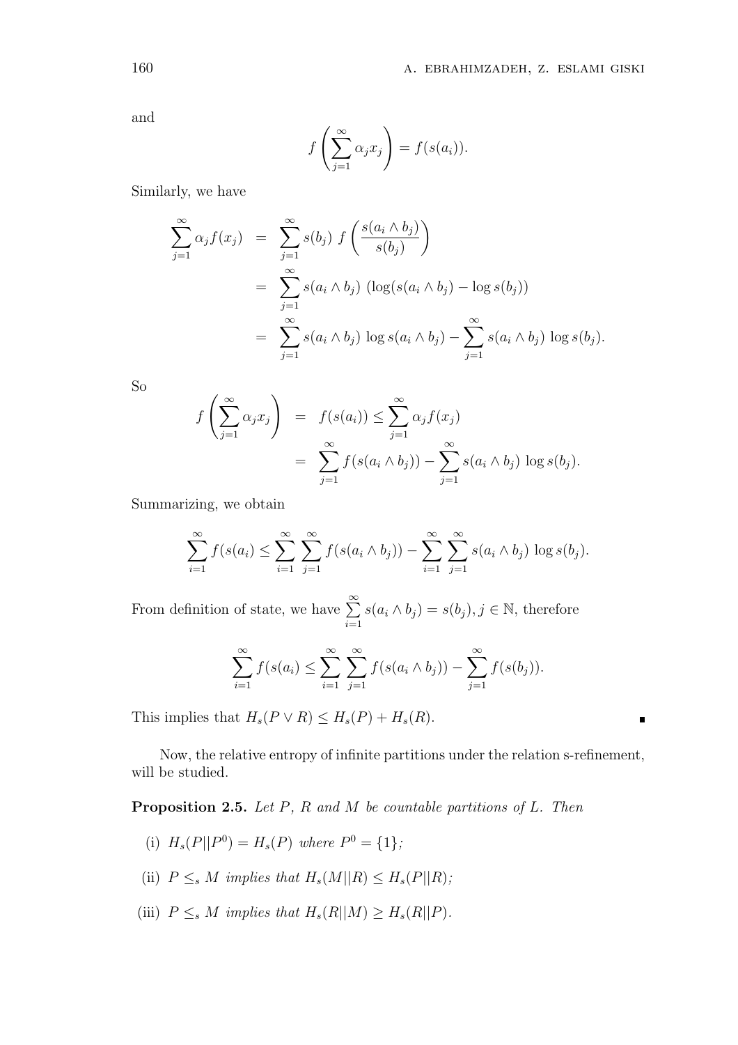and

$$f\left(\sum_{j=1}^{\infty}\alpha_j x_j\right) = f(s(a_i)).$$

Similarly, we have

$$\begin{aligned}
\sum_{j=1}^{\infty}\alpha_j f(x_j) &= \sum_{j=1}^{\infty} s(b_j)\ f\left(\frac{s(a_i \wedge b_j)}{s(b_j)}\right) \\
&= \sum_{j=1}^{\infty} s(a_i \wedge b_j)\ (\log(s(a_i \wedge b_j) - \log s(b_j)) \\
&= \sum_{j=1}^{\infty} s(a_i \wedge b_j)\ \log s(a_i \wedge b_j) - \sum_{j=1}^{\infty} s(a_i \wedge b_j)\ \log s(b_j).
\end{aligned}$$

So

$$\begin{aligned}
f\left(\sum_{j=1}^{\infty}\alpha_j x_j\right) &= f(s(a_i)) \leq \sum_{j=1}^{\infty}\alpha_j f(x_j) \\
&= \sum_{j=1}^{\infty} f(s(a_i \wedge b_j)) - \sum_{j=1}^{\infty} s(a_i \wedge b_j)\ \log s(b_j).
\end{aligned}$$

Summarizing, we obtain

$$\sum_{i=1}^{\infty} f(s(a_i) \leq \sum_{i=1}^{\infty}\sum_{j=1}^{\infty} f(s(a_i \wedge b_j)) - \sum_{i=1}^{\infty}\sum_{j=1}^{\infty} s(a_i \wedge b_j)\ \log s(b_j).$$

From definition of state, we have $\sum\limits_{i=1}^{\infty} s(a_i \wedge b_j) = s(b_j), j \in \mathbb{N}$, therefore

$$\sum_{i=1}^{\infty} f(s(a_i) \leq \sum_{i=1}^{\infty}\sum_{j=1}^{\infty} f(s(a_i \wedge b_j)) - \sum_{j=1}^{\infty} f(s(b_j)).$$

This implies that $H_s(P \vee R) \leq H_s(P) + H_s(R)$. ∎

Now, the relative entropy of infinite partitions under the relation s-refinement, will be studied.

**Proposition 2.5.** *Let $P$, $R$ and $M$ be countable partitions of $L$. Then*

(i) $H_s(P||P^0) = H_s(P)$ *where* $P^0 = \{1\}$;

(ii) $P \leq_s M$ *implies that* $H_s(M||R) \leq H_s(P||R)$;

(iii) $P \leq_s M$ *implies that* $H_s(R||M) \geq H_s(R||P)$.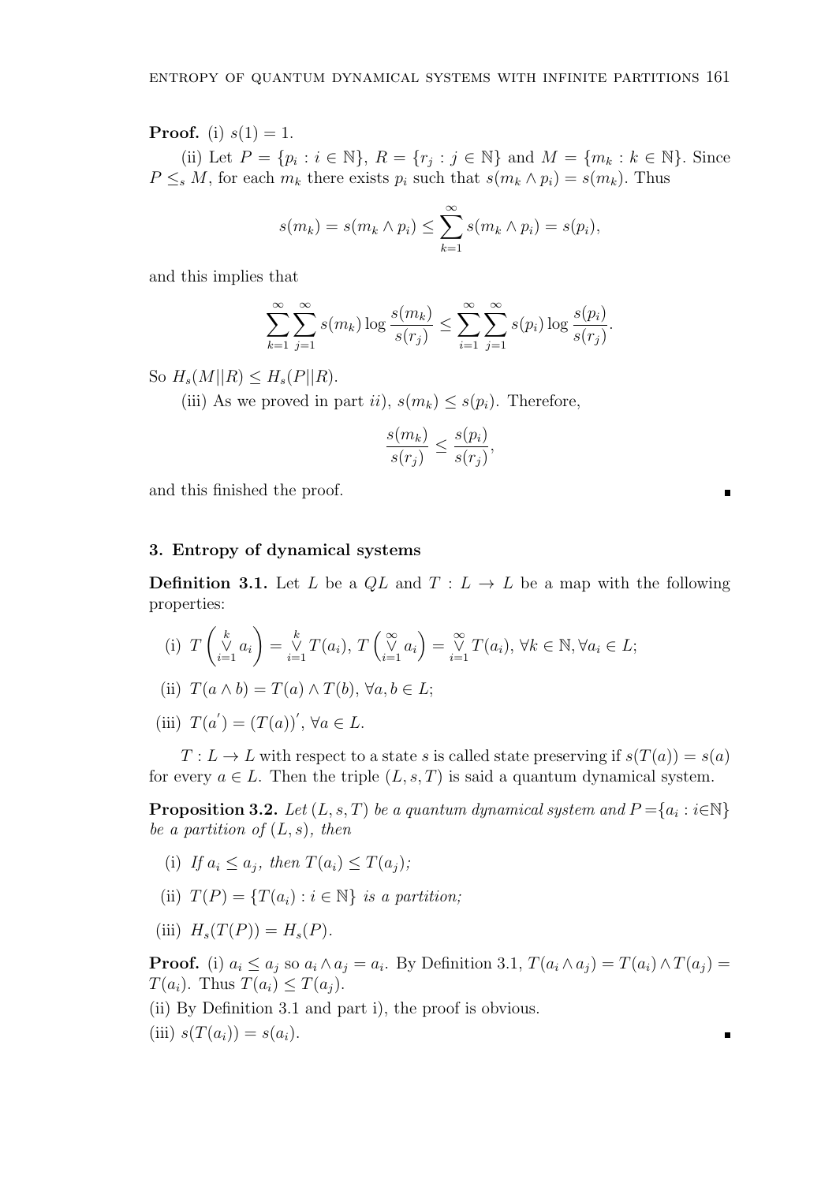**Proof.** (i) $s(1) = 1$.

(ii) Let $P = \{p_i : i \in \mathbb{N}\}$, $R = \{r_j : j \in \mathbb{N}\}$ and $M = \{m_k : k \in \mathbb{N}\}$. Since $P \leq_s M$, for each $m_k$ there exists $p_i$ such that $s(m_k \wedge p_i) = s(m_k)$. Thus

$$s(m_k) = s(m_k \wedge p_i) \leq \sum_{k=1}^{\infty} s(m_k \wedge p_i) = s(p_i),$$

and this implies that

$$\sum_{k=1}^{\infty} \sum_{j=1}^{\infty} s(m_k) \log \frac{s(m_k)}{s(r_j)} \leq \sum_{i=1}^{\infty} \sum_{j=1}^{\infty} s(p_i) \log \frac{s(p_i)}{s(r_j)}.$$

So $H_s(M||R) \leq H_s(P||R)$.

(iii) As we proved in part $ii)$, $s(m_k) \leq s(p_i)$. Therefore,

$$\frac{s(m_k)}{s(r_j)} \leq \frac{s(p_i)}{s(r_j)},$$

and this finished the proof. ∎

### 3. Entropy of dynamical systems

**Definition 3.1.** Let $L$ be a $QL$ and $T : L \to L$ be a map with the following properties:

(i) $T\left(\overset{k}{\underset{i=1}{\vee}} a_i\right) = \overset{k}{\underset{i=1}{\vee}} T(a_i)$, $T\left(\overset{\infty}{\underset{i=1}{\vee}} a_i\right) = \overset{\infty}{\underset{i=1}{\vee}} T(a_i)$, $\forall k \in \mathbb{N}, \forall a_i \in L$;

(ii) $T(a \wedge b) = T(a) \wedge T(b)$, $\forall a, b \in L$;

(iii) $T(a') = (T(a))'$, $\forall a \in L$.

$T : L \to L$ with respect to a state $s$ is called state preserving if $s(T(a)) = s(a)$ for every $a \in L$. Then the triple $(L, s, T)$ is said a quantum dynamical system.

**Proposition 3.2.** *Let $(L, s, T)$ be a quantum dynamical system and $P = \{a_i : i \in \mathbb{N}\}$ be a partition of $(L, s)$, then*

(i) *If $a_i \leq a_j$, then $T(a_i) \leq T(a_j)$;*

(ii) *$T(P) = \{T(a_i) : i \in \mathbb{N}\}$ is a partition;*

(iii) *$H_s(T(P)) = H_s(P)$.*

**Proof.** (i) $a_i \leq a_j$ so $a_i \wedge a_j = a_i$. By Definition 3.1, $T(a_i \wedge a_j) = T(a_i) \wedge T(a_j) = T(a_i)$. Thus $T(a_i) \leq T(a_j)$.

(ii) By Definition 3.1 and part i), the proof is obvious.

(iii) $s(T(a_i)) = s(a_i)$. ∎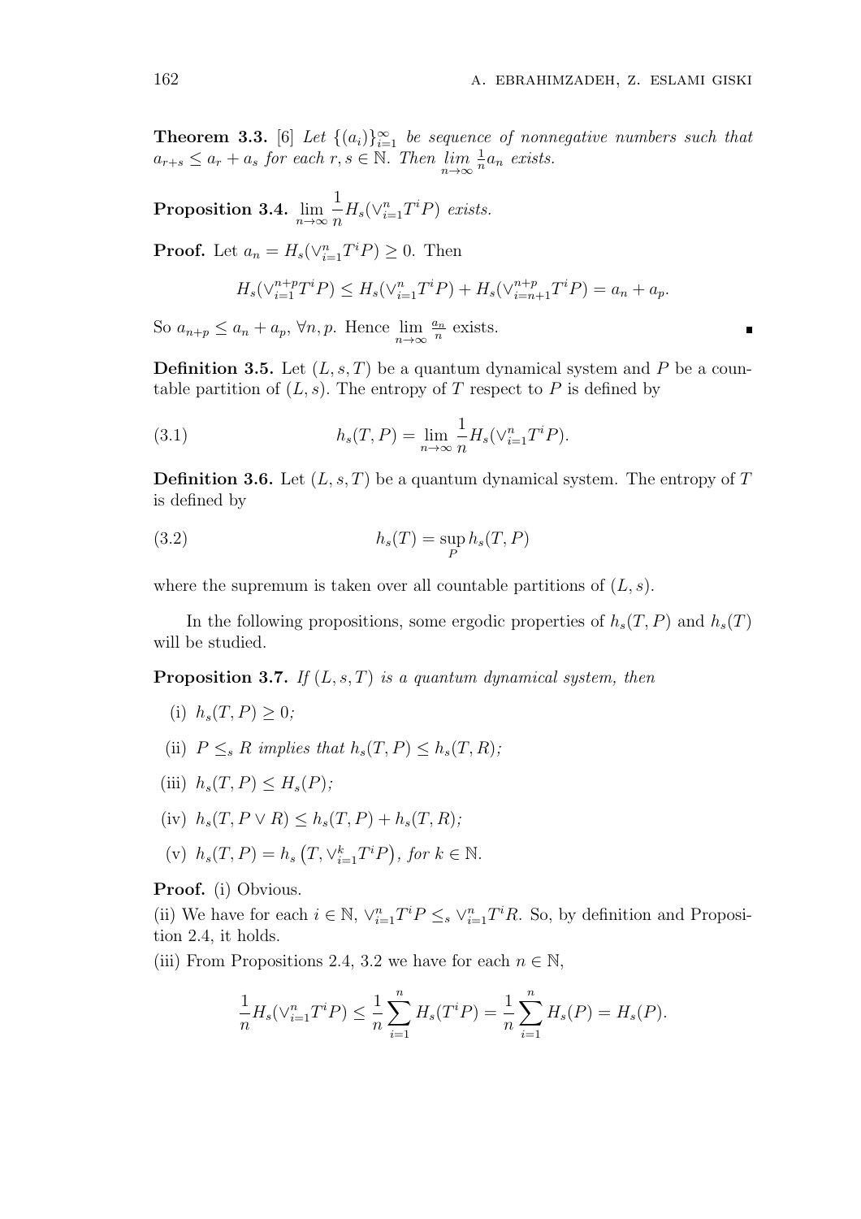**Theorem 3.3.** [6] *Let $\{(a_i)\}_{i=1}^{\infty}$ be sequence of nonnegative numbers such that $a_{r+s} \leq a_r + a_s$ for each $r, s \in \mathbb{N}$. Then $\lim\limits_{n\to\infty} \frac{1}{n} a_n$ exists.*

**Proposition 3.4.** $\lim\limits_{n\to\infty} \dfrac{1}{n} H_s(\vee_{i=1}^{n} T^i P)$ *exists.*

**Proof.** Let $a_n = H_s(\vee_{i=1}^{n} T^i P) \geq 0$. Then

$$H_s(\vee_{i=1}^{n+p} T^i P) \leq H_s(\vee_{i=1}^{n} T^i P) + H_s(\vee_{i=n+1}^{n+p} T^i P) = a_n + a_p.$$

So $a_{n+p} \leq a_n + a_p$, $\forall n, p$. Hence $\lim\limits_{n\to\infty} \frac{a_n}{n}$ exists. ∎

**Definition 3.5.** Let $(L, s, T)$ be a quantum dynamical system and $P$ be a countable partition of $(L, s)$. The entropy of $T$ respect to $P$ is defined by

$$h_s(T, P) = \lim_{n\to\infty} \frac{1}{n} H_s(\vee_{i=1}^{n} T^i P). \tag{3.1}$$

**Definition 3.6.** Let $(L, s, T)$ be a quantum dynamical system. The entropy of $T$ is defined by

$$h_s(T) = \sup_{P} h_s(T, P) \tag{3.2}$$

where the supremum is taken over all countable partitions of $(L, s)$.

In the following propositions, some ergodic properties of $h_s(T, P)$ and $h_s(T)$ will be studied.

**Proposition 3.7.** *If $(L, s, T)$ is a quantum dynamical system, then*

- (i) $h_s(T, P) \geq 0$*;*
- (ii) $P \leq_s R$ *implies that* $h_s(T, P) \leq h_s(T, R)$*;*
- (iii) $h_s(T, P) \leq H_s(P)$*;*
- (iv) $h_s(T, P \vee R) \leq h_s(T, P) + h_s(T, R)$*;*
- (v) $h_s(T, P) = h_s\left(T, \vee_{i=1}^{k} T^i P\right)$*, for* $k \in \mathbb{N}$*.*

**Proof.** (i) Obvious.

(ii) We have for each $i \in \mathbb{N}$, $\vee_{i=1}^{n} T^i P \leq_s \vee_{i=1}^{n} T^i R$. So, by definition and Proposition 2.4, it holds.

(iii) From Propositions 2.4, 3.2 we have for each $n \in \mathbb{N}$,

$$\frac{1}{n} H_s(\vee_{i=1}^{n} T^i P) \leq \frac{1}{n} \sum_{i=1}^{n} H_s(T^i P) = \frac{1}{n} \sum_{i=1}^{n} H_s(P) = H_s(P).$$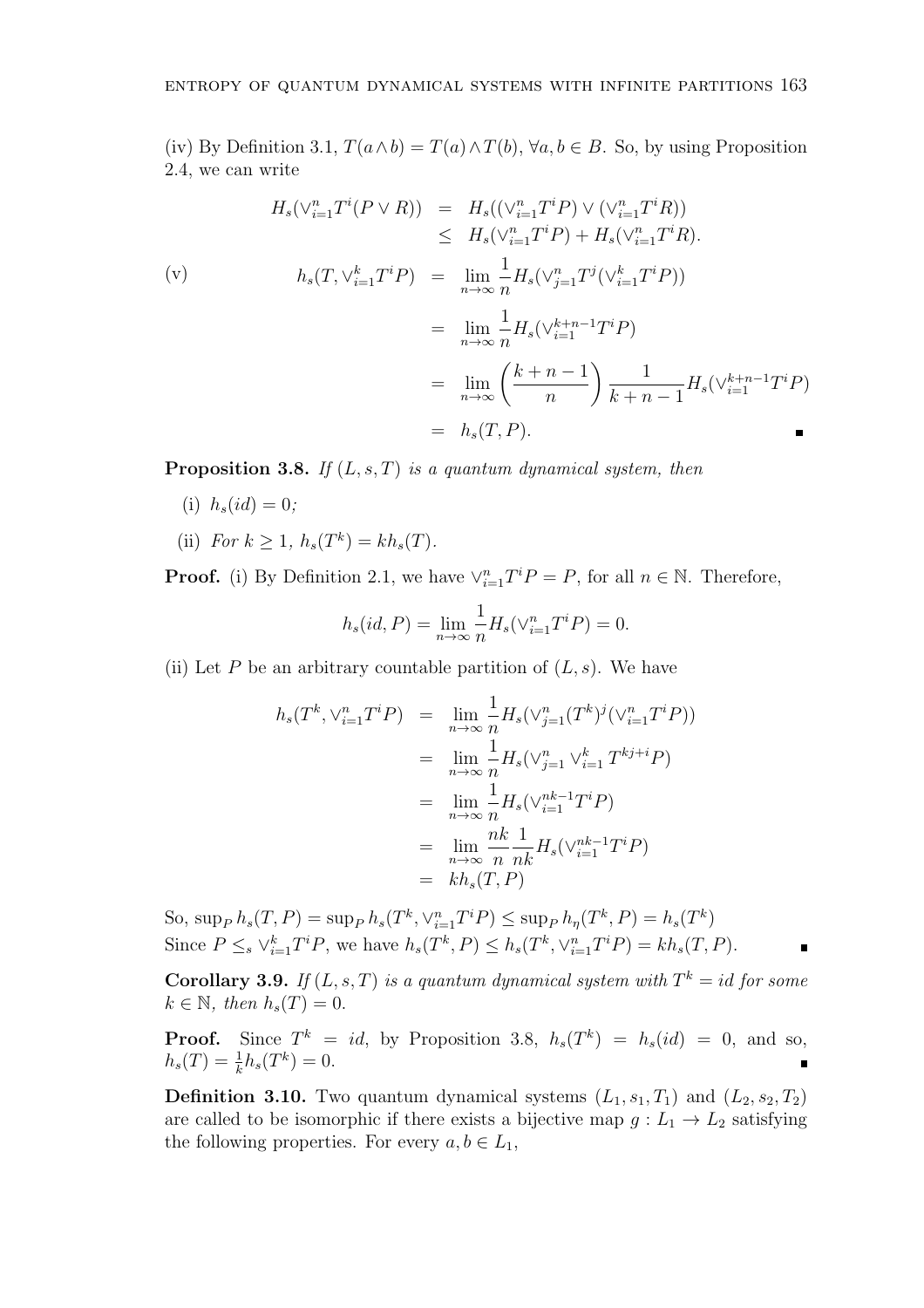(iv) By Definition 3.1, $T(a \wedge b) = T(a) \wedge T(b)$, $\forall a, b \in B$. So, by using Proposition 2.4, we can write

$$
\begin{aligned}
H_s(\vee_{i=1}^n T^i(P \vee R)) &= H_s((\vee_{i=1}^n T^i P) \vee (\vee_{i=1}^n T^i R)) \\
&\leq H_s(\vee_{i=1}^n T^i P) + H_s(\vee_{i=1}^n T^i R).
\end{aligned}
$$

(v)

$$
\begin{aligned}
h_s(T, \vee_{i=1}^k T^i P) &= \lim_{n\to\infty} \frac{1}{n} H_s(\vee_{j=1}^n T^j(\vee_{i=1}^k T^i P)) \\
&= \lim_{n\to\infty} \frac{1}{n} H_s(\vee_{i=1}^{k+n-1} T^i P) \\
&= \lim_{n\to\infty} \left(\frac{k+n-1}{n}\right) \frac{1}{k+n-1} H_s(\vee_{i=1}^{k+n-1} T^i P) \\
&= h_s(T, P).
\end{aligned}
$$

■

**Proposition 3.8.** *If $(L, s, T)$ is a quantum dynamical system, then*

(i) $h_s(id) = 0$;

(ii) *For $k \geq 1$, $h_s(T^k) = k h_s(T)$.*

**Proof.** (i) By Definition 2.1, we have $\vee_{i=1}^n T^i P = P$, for all $n \in \mathbb{N}$. Therefore,

$$
h_s(id, P) = \lim_{n\to\infty} \frac{1}{n} H_s(\vee_{i=1}^n T^i P) = 0.
$$

(ii) Let $P$ be an arbitrary countable partition of $(L, s)$. We have

$$
\begin{aligned}
h_s(T^k, \vee_{i=1}^n T^i P) &= \lim_{n\to\infty} \frac{1}{n} H_s(\vee_{j=1}^n (T^k)^j (\vee_{i=1}^n T^i P)) \\
&= \lim_{n\to\infty} \frac{1}{n} H_s(\vee_{j=1}^n \vee_{i=1}^k T^{kj+i} P) \\
&= \lim_{n\to\infty} \frac{1}{n} H_s(\vee_{i=1}^{nk-1} T^i P) \\
&= \lim_{n\to\infty} \frac{nk}{n} \frac{1}{nk} H_s(\vee_{i=1}^{nk-1} T^i P) \\
&= k h_s(T, P)
\end{aligned}
$$

So, $\sup_P h_s(T, P) = \sup_P h_s(T^k, \vee_{i=1}^n T^i P) \leq \sup_P h_\eta(T^k, P) = h_s(T^k)$
Since $P \leq_s \vee_{i=1}^k T^i P$, we have $h_s(T^k, P) \leq h_s(T^k, \vee_{i=1}^n T^i P) = k h_s(T, P)$. ■

**Corollary 3.9.** *If $(L, s, T)$ is a quantum dynamical system with $T^k = id$ for some $k \in \mathbb{N}$, then $h_s(T) = 0$.*

**Proof.** Since $T^k = id$, by Proposition 3.8, $h_s(T^k) = h_s(id) = 0$, and so, $h_s(T) = \frac{1}{k} h_s(T^k) = 0$. ■

**Definition 3.10.** Two quantum dynamical systems $(L_1, s_1, T_1)$ and $(L_2, s_2, T_2)$ are called to be isomorphic if there exists a bijective map $g : L_1 \to L_2$ satisfying the following properties. For every $a, b \in L_1$,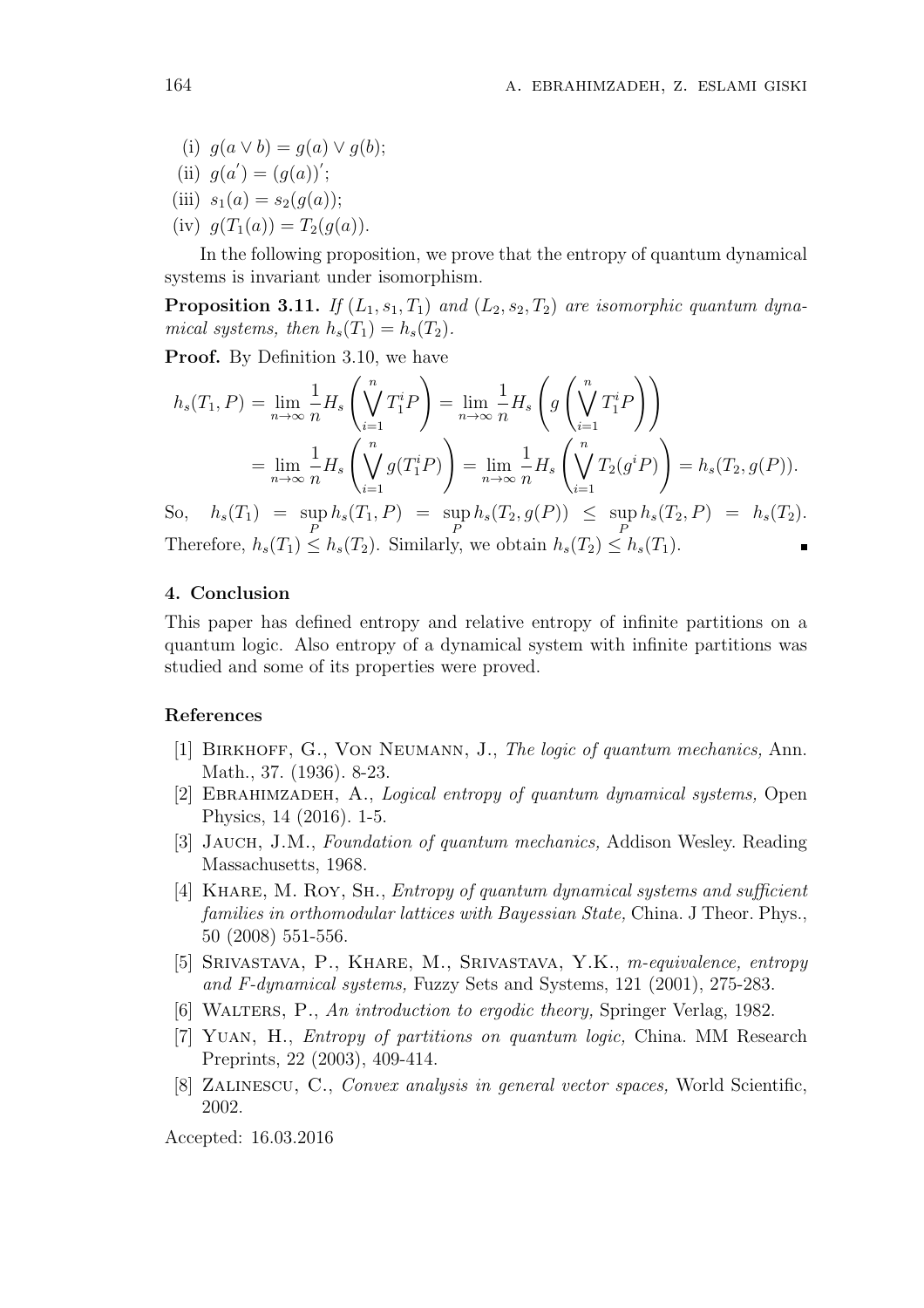(i) $g(a \vee b) = g(a) \vee g(b)$;

(ii) $g(a') = (g(a))'$;

(iii) $s_1(a) = s_2(g(a))$;

(iv) $g(T_1(a)) = T_2(g(a))$.

In the following proposition, we prove that the entropy of quantum dynamical systems is invariant under isomorphism.

**Proposition 3.11.** *If $(L_1, s_1, T_1)$ and $(L_2, s_2, T_2)$ are isomorphic quantum dynamical systems, then $h_s(T_1) = h_s(T_2)$.*

**Proof.** By Definition 3.10, we have

$$
\begin{aligned}
h_s(T_1, P) &= \lim_{n\to\infty} \frac{1}{n} H_s\left(\bigvee_{i=1}^{n} T_1^i P\right) = \lim_{n\to\infty} \frac{1}{n} H_s\left(g\left(\bigvee_{i=1}^{n} T_1^i P\right)\right) \\
&= \lim_{n\to\infty} \frac{1}{n} H_s\left(\bigvee_{i=1}^{n} g(T_1^i P)\right) = \lim_{n\to\infty} \frac{1}{n} H_s\left(\bigvee_{i=1}^{n} T_2(g^i P)\right) = h_s(T_2, g(P)).
\end{aligned}
$$

So, $h_s(T_1) = \sup_P h_s(T_1, P) = \sup_P h_s(T_2, g(P)) \leq \sup_P h_s(T_2, P) = h_s(T_2)$. Therefore, $h_s(T_1) \leq h_s(T_2)$. Similarly, we obtain $h_s(T_2) \leq h_s(T_1)$. ∎

## 4. Conclusion

This paper has defined entropy and relative entropy of infinite partitions on a quantum logic. Also entropy of a dynamical system with infinite partitions was studied and some of its properties were proved.

## References

[1] Birkhoff, G., Von Neumann, J., *The logic of quantum mechanics,* Ann. Math., 37. (1936). 8-23.

[2] Ebrahimzadeh, A., *Logical entropy of quantum dynamical systems,* Open Physics, 14 (2016). 1-5.

[3] Jauch, J.M., *Foundation of quantum mechanics,* Addison Wesley. Reading Massachusetts, 1968.

[4] Khare, M. Roy, Sh., *Entropy of quantum dynamical systems and sufficient families in orthomodular lattices with Bayessian State,* China. J Theor. Phys., 50 (2008) 551-556.

[5] Srivastava, P., Khare, M., Srivastava, Y.K., *m-equivalence, entropy and F-dynamical systems,* Fuzzy Sets and Systems, 121 (2001), 275-283.

[6] Walters, P., *An introduction to ergodic theory,* Springer Verlag, 1982.

[7] Yuan, H., *Entropy of partitions on quantum logic,* China. MM Research Preprints, 22 (2003), 409-414.

[8] Zalinescu, C., *Convex analysis in general vector spaces,* World Scientific, 2002.

Accepted: 16.03.2016